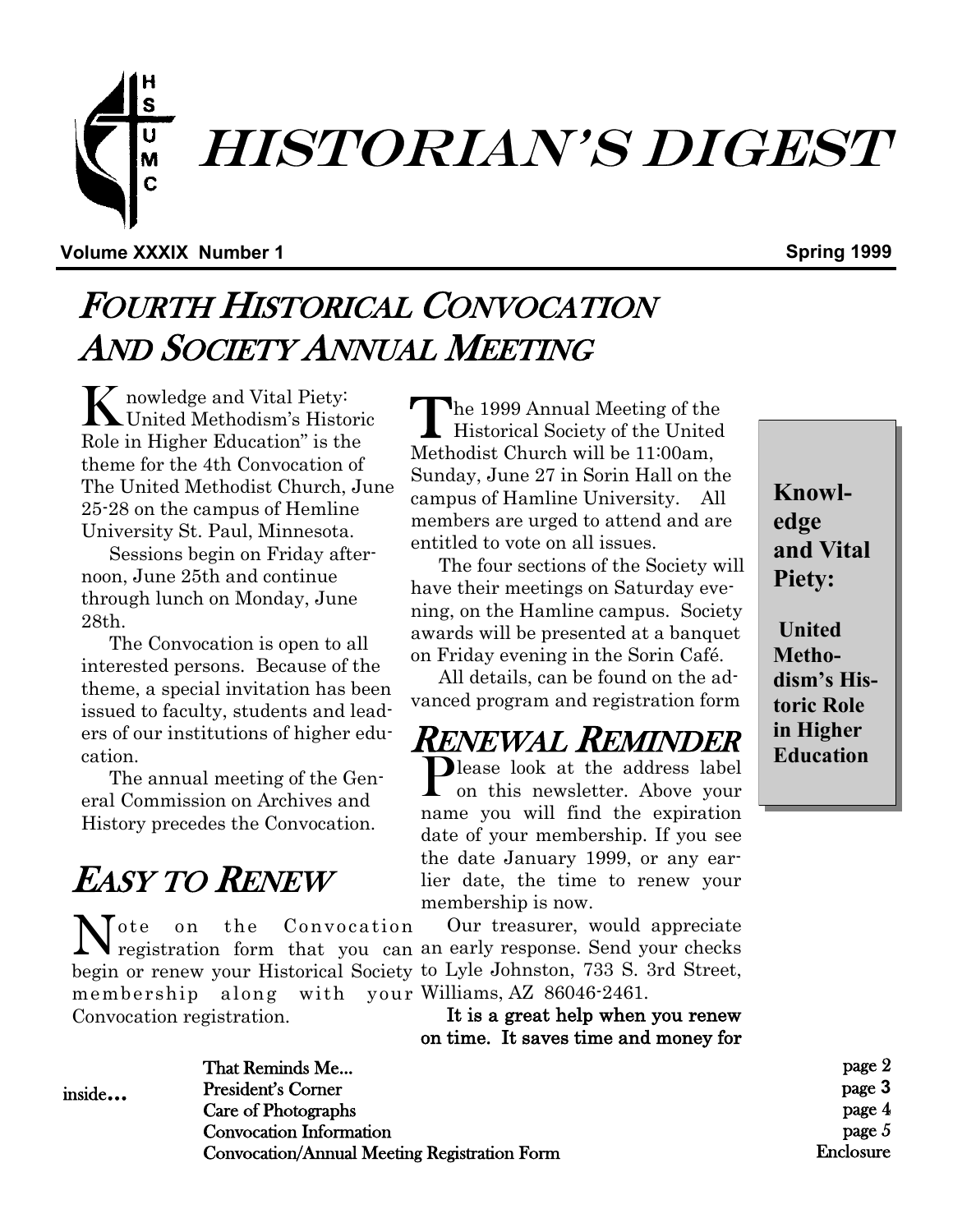# HISTORIAN'S DIGEST

**Volume XXXIX Number 1** **Spring 1999**

## FOURTH HISTORICAL CONVOCATION AND SOCIETY ANNUAL MEETING

Knowledge and Vital Piety: United Methodism's Historic Role in Higher Education" is the theme for the 4th Convocation of The United Methodist Church, June 25-28 on the campus of Hemline University St. Paul, Minnesota.

Sessions begin on Friday afternoon, June 25th and continue through lunch on Monday, June 28th.

The Convocation is open to all interested persons. Because of the theme, a special invitation has been issued to faculty, students and leaders of our institutions of higher education.

The annual meeting of the General Commission on Archives and History precedes the Convocation.

The 1999 Annual Meeting of the Historical Society of the United Methodist Church will be 11:00am, Sunday, June 27 in Sorin Hall on the campus of Hamline University. All members are urged to attend and are entitled to vote on all issues.

The four sections of the Society will have their meetings on Saturday evening, on the Hamline campus. Society awards will be presented at a banquet on Friday evening in the Sorin Café.

All details, can be found on the advanced program and registration form

> **Knowledge and Vital Piety:**
>
> **United Methodism's Historic Role in Higher Education**

## EASY TO RENEW

Note on the Convocation registration form that you can begin or renew your Historical Society membership along with your Convocation registration.

## RENEWAL REMINDER

Please look at the address label on this newsletter. Above your name you will find the expiration date of your membership. If you see the date January 1999, or any earlier date, the time to renew your membership is now.

Our treasurer, would appreciate an early response. Send your checks to Lyle Johnston, 733 S. 3rd Street, Williams, AZ 86046-2461.

**It is a great help when you renew on time. It saves time and money for**

inside...

| | |
|---|---|
| That Reminds Me... | page 2 |
| President's Corner | page 3 |
| Care of Photographs | page 4 |
| Convocation Information | page 5 |
| Convocation/Annual Meeting Registration Form | Enclosure |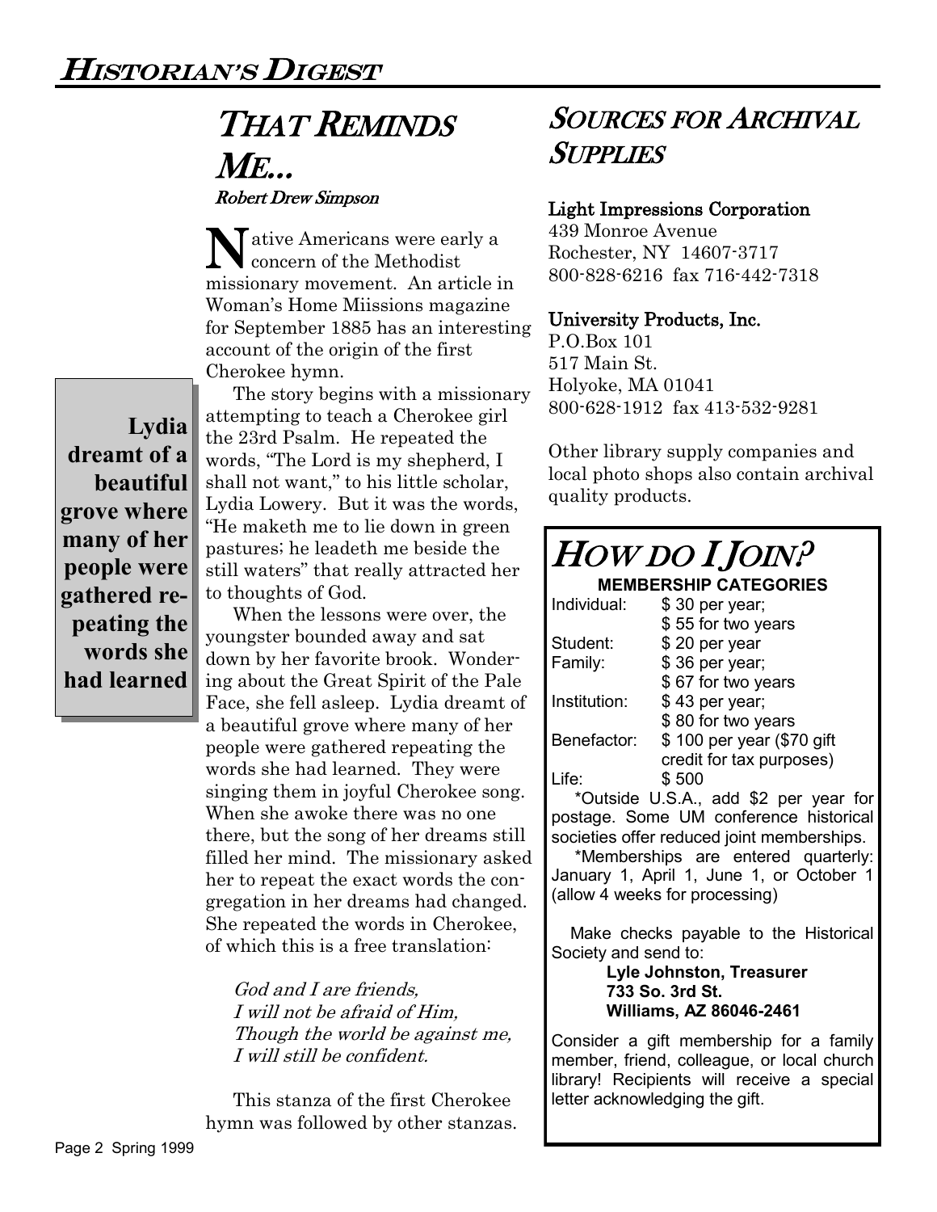## That Reminds Me...

*Robert Drew Simpson*

Native Americans were early a concern of the Methodist missionary movement. An article in Woman's Home Miissions magazine for September 1885 has an interesting account of the origin of the first Cherokee hymn.

The story begins with a missionary attempting to teach a Cherokee girl the 23rd Psalm. He repeated the words, "The Lord is my shepherd, I shall not want," to his little scholar, Lydia Lowery. But it was the words, "He maketh me to lie down in green pastures; he leadeth me beside the still waters" that really attracted her to thoughts of God.

> **Lydia dreamt of a beautiful grove where many of her people were gathered repeating the words she had learned**

When the lessons were over, the youngster bounded away and sat down by her favorite brook. Wondering about the Great Spirit of the Pale Face, she fell asleep. Lydia dreamt of a beautiful grove where many of her people were gathered repeating the words she had learned. They were singing them in joyful Cherokee song. When she awoke there was no one there, but the song of her dreams still filled her mind. The missionary asked her to repeat the exact words the congregation in her dreams had changed. She repeated the words in Cherokee, of which this is a free translation:

*God and I are friends,*
*I will not be afraid of Him,*
*Though the world be against me,*
*I will still be confident.*

This stanza of the first Cherokee hymn was followed by other stanzas.

## Sources for Archival Supplies

**Light Impressions Corporation**
439 Monroe Avenue
Rochester, NY 14607-3717
800-828-6216 fax 716-442-7318

**University Products, Inc.**
P.O.Box 101
517 Main St.
Holyoke, MA 01041
800-628-1912 fax 413-532-9281

Other library supply companies and local photo shops also contain archival quality products.

## How Do I Join?

**MEMBERSHIP CATEGORIES**

| Category | Dues |
|---|---|
| Individual: | $ 30 per year; $ 55 for two years |
| Student: | $ 20 per year |
| Family: | $ 36 per year; $ 67 for two years |
| Institution: | $ 43 per year; $ 80 for two years |
| Benefactor: | $ 100 per year ($70 gift credit for tax purposes) |
| Life: | $ 500 |

*Outside U.S.A., add $2 per year for postage. Some UM conference historical societies offer reduced joint memberships.

*Memberships are entered quarterly: January 1, April 1, June 1, or October 1 (allow 4 weeks for processing)

Make checks payable to the Historical Society and send to:

**Lyle Johnston, Treasurer**
**733 So. 3rd St.**
**Williams, AZ 86046-2461**

Consider a gift membership for a family member, friend, colleague, or local church library! Recipients will receive a special letter acknowledging the gift.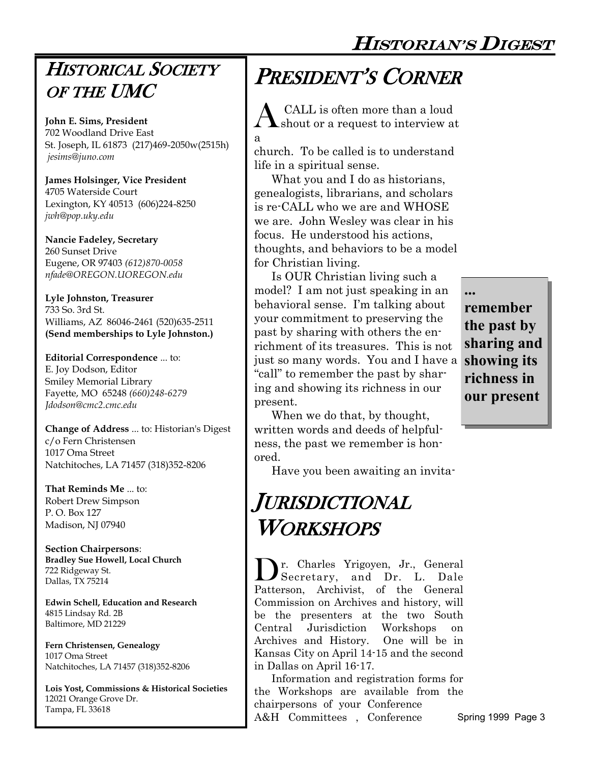## HISTORICAL SOCIETY OF THE UMC

**John E. Sims, President**
702 Woodland Drive East
St. Joseph, IL 61873 (217)469-2050w(2515h)
*jesims@juno.com*

**James Holsinger, Vice President**
4705 Waterside Court
Lexington, KY 40513 (606)224-8250
*jwh@pop.uky.edu*

**Nancie Fadeley, Secretary**
260 Sunset Drive
Eugene, OR 97403 *(612)870-0058*
*nfade@OREGON.UOREGON.edu*

**Lyle Johnston, Treasurer**
733 So. 3rd St.
Williams, AZ 86046-2461 (520)635-2511
**(Send memberships to Lyle Johnston.)**

**Editorial Correspondence** ... to:
E. Joy Dodson, Editor
Smiley Memorial Library
Fayette, MO 65248 *(660)248-6279*
*Jdodson@cmc2.cmc.edu*

**Change of Address** ... to: Historian's Digest
c/o Fern Christensen
1017 Oma Street
Natchitoches, LA 71457 (318)352-8206

**That Reminds Me** ... to:
Robert Drew Simpson
P. O. Box 127
Madison, NJ 07940

**Section Chairpersons**:
**Bradley Sue Howell, Local Church**
722 Ridgeway St.
Dallas, TX 75214

**Edwin Schell, Education and Research**
4815 Lindsay Rd. 2B
Baltimore, MD 21229

**Fern Christensen, Genealogy**
1017 Oma Street
Natchitoches, LA 71457 (318)352-8206

**Lois Yost, Commissions & Historical Societies**
12021 Orange Grove Dr.
Tampa, FL 33618

# PRESIDENT'S CORNER

A CALL is often more than a loud shout or a request to interview at a church. To be called is to understand life in a spiritual sense.

What you and I do as historians, genealogists, librarians, and scholars is re-CALL who we are and WHOSE we are. John Wesley was clear in his focus. He understood his actions, thoughts, and behaviors to be a model for Christian living.

Is OUR Christian living such a model? I am not just speaking in an behavioral sense. I'm talking about your commitment to preserving the past by sharing with others the enrichment of its treasures. This is not just so many words. You and I have a "call" to remember the past by sharing and showing its richness in our present.

**... remember the past by sharing and showing its richness in our present**

When we do that, by thought, written words and deeds of helpfulness, the past we remember is honored.

Have you been awaiting an invita-

# JURISDICTIONAL WORKSHOPS

Dr. Charles Yrigoyen, Jr., General Secretary, and Dr. L. Dale Patterson, Archivist, of the General Commission on Archives and history, will be the presenters at the two South Central Jurisdiction Workshops on Archives and History. One will be in Kansas City on April 14-15 and the second in Dallas on April 16-17.

Information and registration forms for the Workshops are available from the chairpersons of your Conference A&H Committees , Conference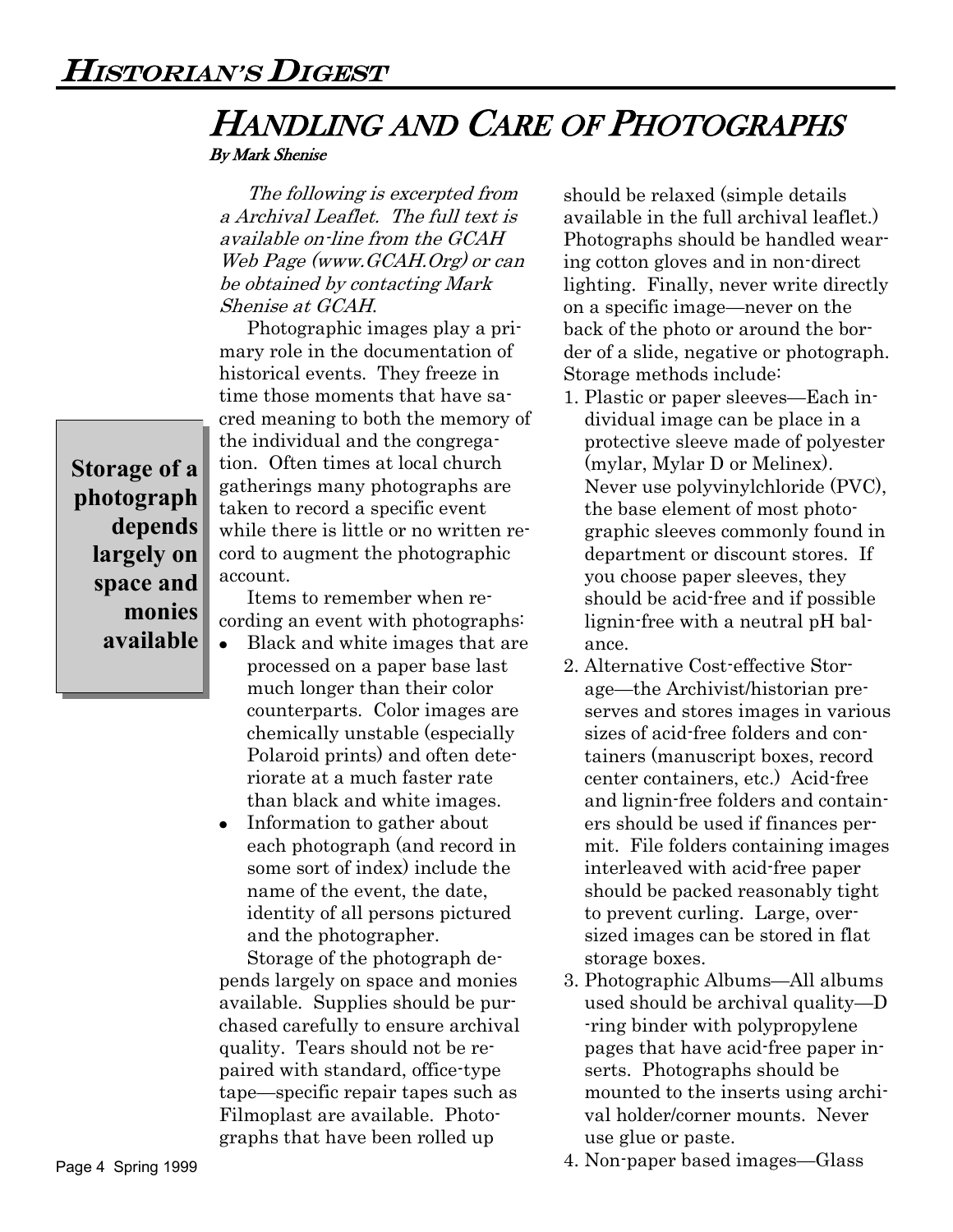# Handling and Care of Photographs

**By Mark Shenise**

*The following is excerpted from a Archival Leaflet. The full text is available on-line from the GCAH Web Page (www.GCAH.Org) or can be obtained by contacting Mark Shenise at GCAH.*

Photographic images play a primary role in the documentation of historical events. They freeze in time those moments that have sacred meaning to both the memory of the individual and the congregation. Often times at local church gatherings many photographs are taken to record a specific event while there is little or no written record to augment the photographic account.

**Storage of a photograph depends largely on space and monies available**

Items to remember when recording an event with photographs:

- Black and white images that are processed on a paper base last much longer than their color counterparts. Color images are chemically unstable (especially Polaroid prints) and often deteriorate at a much faster rate than black and white images.
- Information to gather about each photograph (and record in some sort of index) include the name of the event, the date, identity of all persons pictured and the photographer.

Storage of the photograph depends largely on space and monies available. Supplies should be purchased carefully to ensure archival quality. Tears should not be repaired with standard, office-type tape—specific repair tapes such as Filmoplast are available. Photographs that have been rolled up should be relaxed (simple details available in the full archival leaflet.) Photographs should be handled wearing cotton gloves and in non-direct lighting. Finally, never write directly on a specific image—never on the back of the photo or around the border of a slide, negative or photograph. Storage methods include:

1. Plastic or paper sleeves—Each individual image can be place in a protective sleeve made of polyester (mylar, Mylar D or Melinex). Never use polyvinylchloride (PVC), the base element of most photographic sleeves commonly found in department or discount stores. If you choose paper sleeves, they should be acid-free and if possible lignin-free with a neutral pH balance.
2. Alternative Cost-effective Storage—the Archivist/historian preserves and stores images in various sizes of acid-free folders and containers (manuscript boxes, record center containers, etc.) Acid-free and lignin-free folders and containers should be used if finances permit. File folders containing images interleaved with acid-free paper should be packed reasonably tight to prevent curling. Large, oversized images can be stored in flat storage boxes.
3. Photographic Albums—All albums used should be archival quality—D-ring binder with polypropylene pages that have acid-free paper inserts. Photographs should be mounted to the inserts using archival holder/corner mounts. Never use glue or paste.
4. Non-paper based images—Glass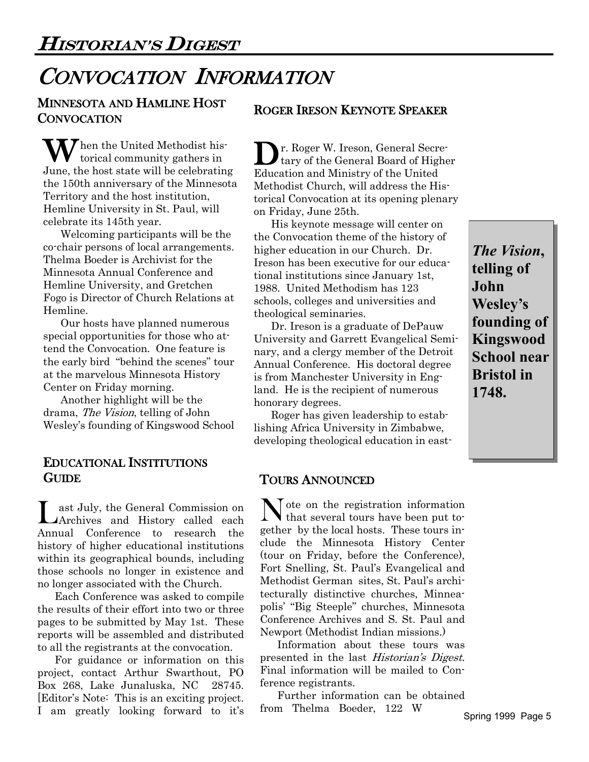# Convocation Information

## Minnesota and Hamline Host Convocation

When the United Methodist historical community gathers in June, the host state will be celebrating the 150th anniversary of the Minnesota Territory and the host institution, Hemline University in St. Paul, will celebrate its 145th year.

Welcoming participants will be the co-chair persons of local arrangements. Thelma Boeder is Archivist for the Minnesota Annual Conference and Hemline University, and Gretchen Fogo is Director of Church Relations at Hemline.

Our hosts have planned numerous special opportunities for those who attend the Convocation. One feature is the early bird "behind the scenes" tour at the marvelous Minnesota History Center on Friday morning.

Another highlight will be the drama, *The Vision*, telling of John Wesley's founding of Kingswood School

## Roger Ireson Keynote Speaker

Dr. Roger W. Ireson, General Secretary of the General Board of Higher Education and Ministry of the United Methodist Church, will address the Historical Convocation at its opening plenary on Friday, June 25th.

His keynote message will center on the Convocation theme of the history of higher education in our Church. Dr. Ireson has been executive for our educational institutions since January 1st, 1988. United Methodism has 123 schools, colleges and universities and theological seminaries.

Dr. Ireson is a graduate of DePauw University and Garrett Evangelical Seminary, and a clergy member of the Detroit Annual Conference. His doctoral degree is from Manchester University in England. He is the recipient of numerous honorary degrees.

Roger has given leadership to establishing Africa University in Zimbabwe, developing theological education in east-

***The Vision*, telling of John Wesley's founding of Kingswood School near Bristol in 1748.**

## Educational Institutions Guide

Last July, the General Commission on Archives and History called each Annual Conference to research the history of higher educational institutions within its geographical bounds, including those schools no longer in existence and no longer associated with the Church.

Each Conference was asked to compile the results of their effort into two or three pages to be submitted by May 1st. These reports will be assembled and distributed to all the registrants at the convocation.

For guidance or information on this project, contact Arthur Swarthout, PO Box 268, Lake Junaluska, NC 28745. [Editor's Note: This is an exciting project. I am greatly looking forward to it's

## Tours Announced

Note on the registration information that several tours have been put together by the local hosts. These tours include the Minnesota History Center (tour on Friday, before the Conference), Fort Snelling, St. Paul's Evangelical and Methodist German sites, St. Paul's architecturally distinctive churches, Minneapolis' "Big Steeple" churches, Minnesota Conference Archives and S. St. Paul and Newport (Methodist Indian missions.)

Information about these tours was presented in the last *Historian's Digest*. Final information will be mailed to Conference registrants.

Further information can be obtained from Thelma Boeder, 122 W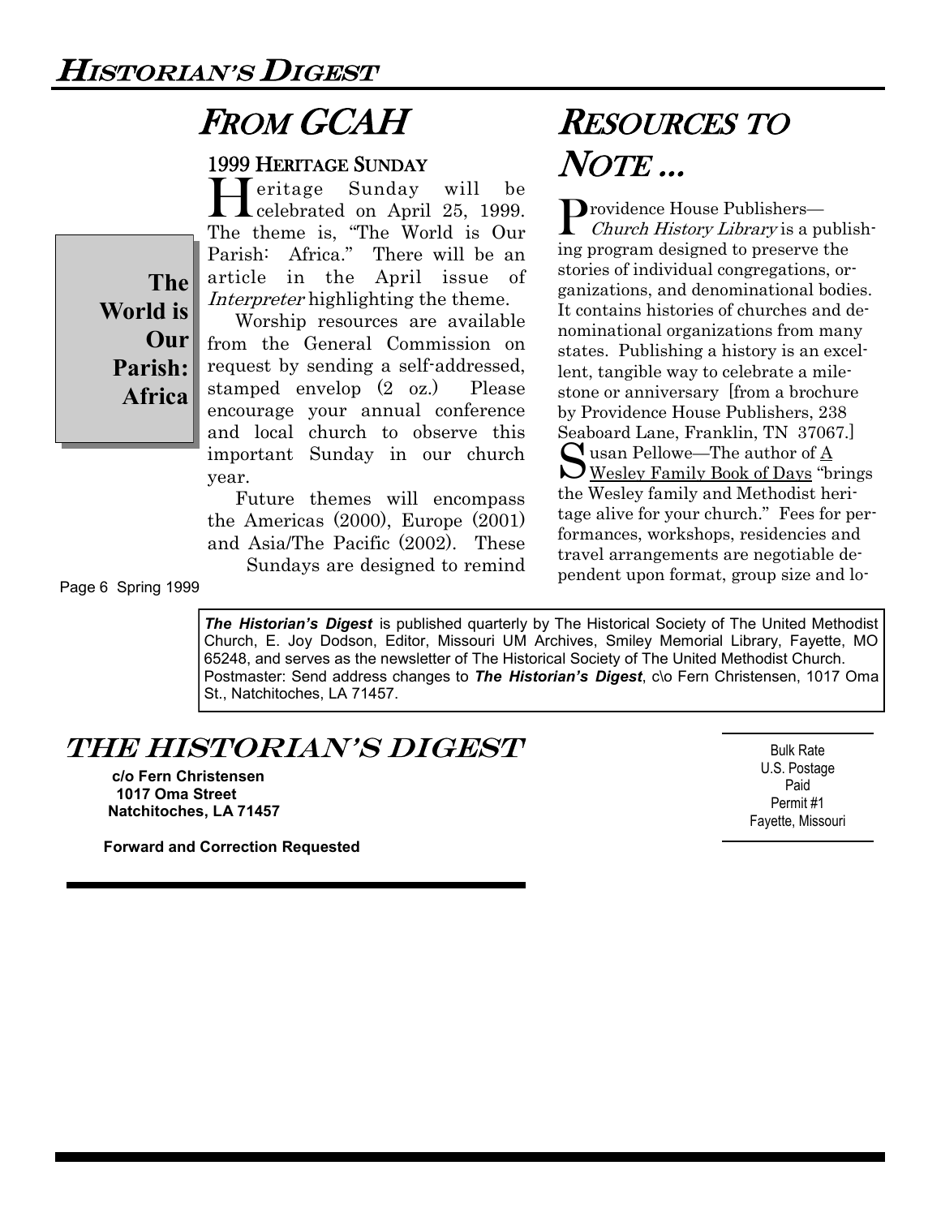# FROM GCAH

## 1999 HERITAGE SUNDAY

Heritage Sunday will be celebrated on April 25, 1999. The theme is, "The World is Our Parish: Africa." There will be an article in the April issue of *Interpreter* highlighting the theme.

**The World is Our Parish: Africa**

Worship resources are available from the General Commission on request by sending a self-addressed, stamped envelop (2 oz.) Please encourage your annual conference and local church to observe this important Sunday in our church year.

Future themes will encompass the Americas (2000), Europe (2001) and Asia/The Pacific (2002). These Sundays are designed to remind

# RESOURCES TO NOTE ...

Providence House Publishers—*Church History Library* is a publishing program designed to preserve the stories of individual congregations, organizations, and denominational bodies. It contains histories of churches and denominational organizations from many states. Publishing a history is an excellent, tangible way to celebrate a milestone or anniversary [from a brochure by Providence House Publishers, 238 Seaboard Lane, Franklin, TN 37067.]

Susan Pellowe—The author of A Wesley Family Book of Days "brings the Wesley family and Methodist heritage alive for your church." Fees for performances, workshops, residencies and travel arrangements are negotiable dependent upon format, group size and lo-

***The Historian's Digest*** is published quarterly by The Historical Society of The United Methodist Church, E. Joy Dodson, Editor, Missouri UM Archives, Smiley Memorial Library, Fayette, MO 65248, and serves as the newsletter of The Historical Society of The United Methodist Church. Postmaster: Send address changes to ***The Historian's Digest***, c\o Fern Christensen, 1017 Oma St., Natchitoches, LA 71457.

## THE HISTORIAN'S DIGEST

**c/o Fern Christensen**
**1017 Oma Street**
**Natchitoches, LA 71457**

**Forward and Correction Requested**

Bulk Rate
U.S. Postage
Paid
Permit #1
Fayette, Missouri